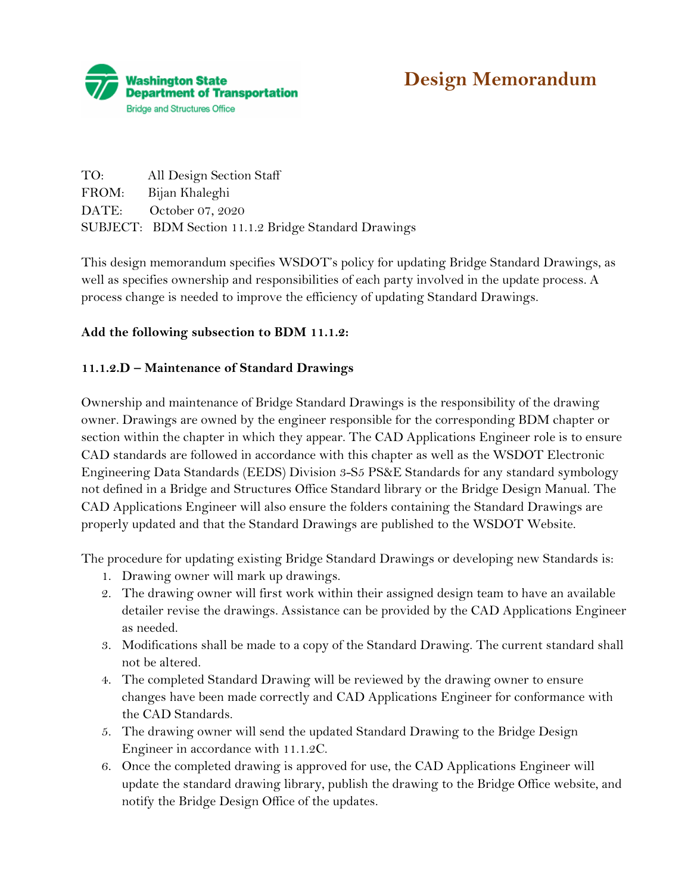Washington State Department of Transportation

Bridge and Structures Office

# Design Memorandum

TO: All Design Section Staff
FROM: Bijan Khaleghi
DATE: October 07, 2020
SUBJECT: BDM Section 11.1.2 Bridge Standard Drawings

This design memorandum specifies WSDOT's policy for updating Bridge Standard Drawings, as well as specifies ownership and responsibilities of each party involved in the update process. A process change is needed to improve the efficiency of updating Standard Drawings.

**Add the following subsection to BDM 11.1.2:**

**11.1.2.D – Maintenance of Standard Drawings**

Ownership and maintenance of Bridge Standard Drawings is the responsibility of the drawing owner. Drawings are owned by the engineer responsible for the corresponding BDM chapter or section within the chapter in which they appear. The CAD Applications Engineer role is to ensure CAD standards are followed in accordance with this chapter as well as the WSDOT Electronic Engineering Data Standards (EEDS) Division 3-S5 PS&E Standards for any standard symbology not defined in a Bridge and Structures Office Standard library or the Bridge Design Manual. The CAD Applications Engineer will also ensure the folders containing the Standard Drawings are properly updated and that the Standard Drawings are published to the WSDOT Website.

The procedure for updating existing Bridge Standard Drawings or developing new Standards is:

1. Drawing owner will mark up drawings.
2. The drawing owner will first work within their assigned design team to have an available detailer revise the drawings. Assistance can be provided by the CAD Applications Engineer as needed.
3. Modifications shall be made to a copy of the Standard Drawing. The current standard shall not be altered.
4. The completed Standard Drawing will be reviewed by the drawing owner to ensure changes have been made correctly and CAD Applications Engineer for conformance with the CAD Standards.
5. The drawing owner will send the updated Standard Drawing to the Bridge Design Engineer in accordance with 11.1.2C.
6. Once the completed drawing is approved for use, the CAD Applications Engineer will update the standard drawing library, publish the drawing to the Bridge Office website, and notify the Bridge Design Office of the updates.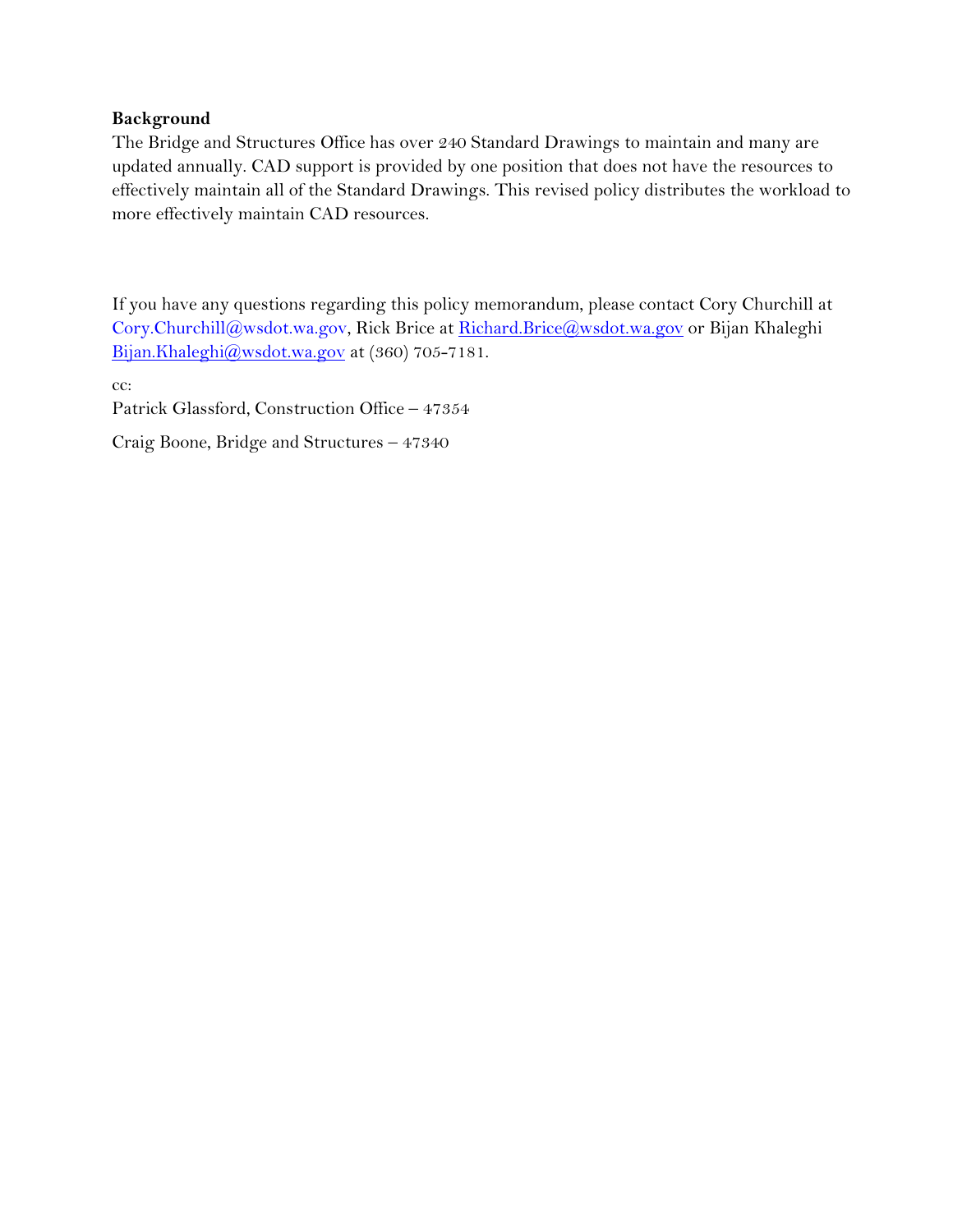**Background**

The Bridge and Structures Office has over 240 Standard Drawings to maintain and many are updated annually. CAD support is provided by one position that does not have the resources to effectively maintain all of the Standard Drawings. This revised policy distributes the workload to more effectively maintain CAD resources.

If you have any questions regarding this policy memorandum, please contact Cory Churchill at Cory.Churchill@wsdot.wa.gov, Rick Brice at Richard.Brice@wsdot.wa.gov or Bijan Khaleghi Bijan.Khaleghi@wsdot.wa.gov at (360) 705-7181.

cc:

Patrick Glassford, Construction Office – 47354

Craig Boone, Bridge and Structures – 47340